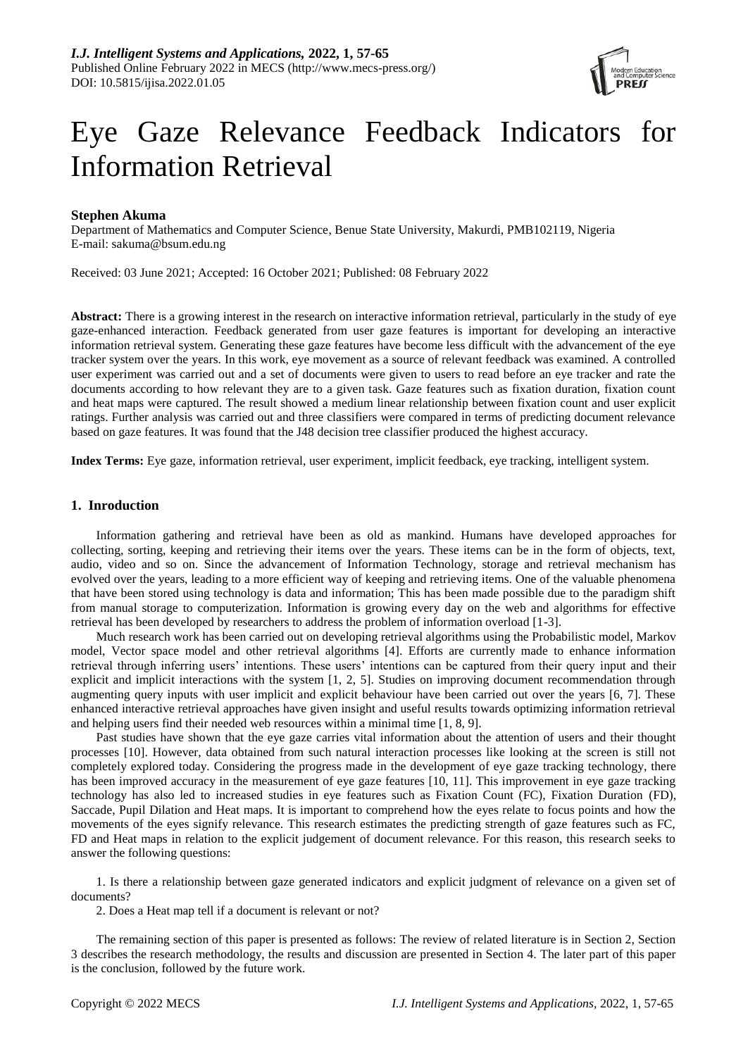# Eye Gaze Relevance Feedback Indicators for Information Retrieval

**Stephen Akuma**

Department of Mathematics and Computer Science, Benue State University, Makurdi, PMB102119, Nigeria
E-mail: sakuma@bsum.edu.ng

Received: 03 June 2021; Accepted: 16 October 2021; Published: 08 February 2022

**Abstract:** There is a growing interest in the research on interactive information retrieval, particularly in the study of eye gaze-enhanced interaction. Feedback generated from user gaze features is important for developing an interactive information retrieval system. Generating these gaze features have become less difficult with the advancement of the eye tracker system over the years. In this work, eye movement as a source of relevant feedback was examined. A controlled user experiment was carried out and a set of documents were given to users to read before an eye tracker and rate the documents according to how relevant they are to a given task. Gaze features such as fixation duration, fixation count and heat maps were captured. The result showed a medium linear relationship between fixation count and user explicit ratings. Further analysis was carried out and three classifiers were compared in terms of predicting document relevance based on gaze features. It was found that the J48 decision tree classifier produced the highest accuracy.

**Index Terms:** Eye gaze, information retrieval, user experiment, implicit feedback, eye tracking, intelligent system.

## 1. Inroduction

Information gathering and retrieval have been as old as mankind. Humans have developed approaches for collecting, sorting, keeping and retrieving their items over the years. These items can be in the form of objects, text, audio, video and so on. Since the advancement of Information Technology, storage and retrieval mechanism has evolved over the years, leading to a more efficient way of keeping and retrieving items. One of the valuable phenomena that have been stored using technology is data and information; This has been made possible due to the paradigm shift from manual storage to computerization. Information is growing every day on the web and algorithms for effective retrieval has been developed by researchers to address the problem of information overload [1-3].

Much research work has been carried out on developing retrieval algorithms using the Probabilistic model, Markov model, Vector space model and other retrieval algorithms [4]. Efforts are currently made to enhance information retrieval through inferring users' intentions. These users' intentions can be captured from their query input and their explicit and implicit interactions with the system [1, 2, 5]. Studies on improving document recommendation through augmenting query inputs with user implicit and explicit behaviour have been carried out over the years [6, 7]. These enhanced interactive retrieval approaches have given insight and useful results towards optimizing information retrieval and helping users find their needed web resources within a minimal time [1, 8, 9].

Past studies have shown that the eye gaze carries vital information about the attention of users and their thought processes [10]. However, data obtained from such natural interaction processes like looking at the screen is still not completely explored today. Considering the progress made in the development of eye gaze tracking technology, there has been improved accuracy in the measurement of eye gaze features [10, 11]. This improvement in eye gaze tracking technology has also led to increased studies in eye features such as Fixation Count (FC), Fixation Duration (FD), Saccade, Pupil Dilation and Heat maps. It is important to comprehend how the eyes relate to focus points and how the movements of the eyes signify relevance. This research estimates the predicting strength of gaze features such as FC, FD and Heat maps in relation to the explicit judgement of document relevance. For this reason, this research seeks to answer the following questions:

1. Is there a relationship between gaze generated indicators and explicit judgment of relevance on a given set of documents?

2. Does a Heat map tell if a document is relevant or not?

The remaining section of this paper is presented as follows: The review of related literature is in Section 2, Section 3 describes the research methodology, the results and discussion are presented in Section 4. The later part of this paper is the conclusion, followed by the future work.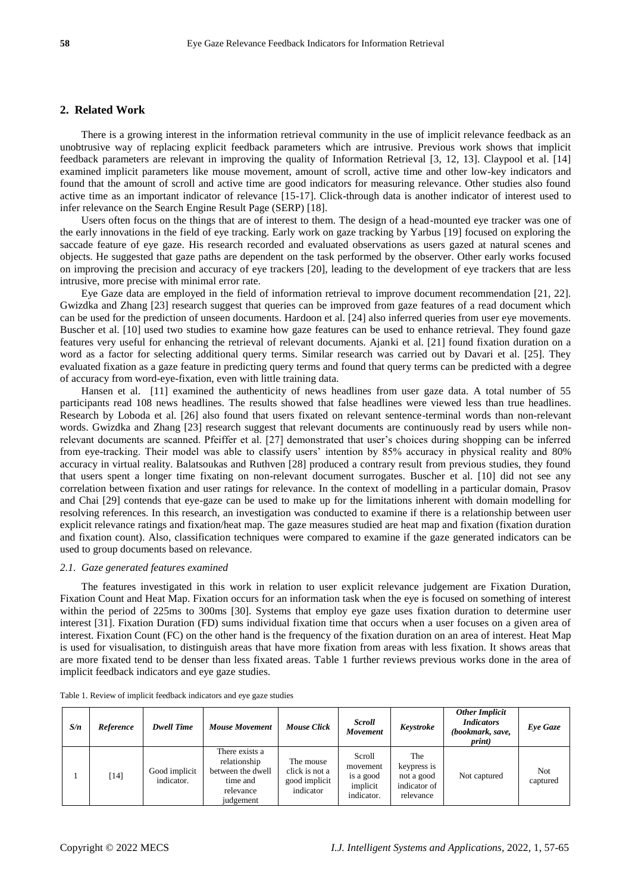## 2. Related Work

There is a growing interest in the information retrieval community in the use of implicit relevance feedback as an unobtrusive way of replacing explicit feedback parameters which are intrusive. Previous work shows that implicit feedback parameters are relevant in improving the quality of Information Retrieval [3, 12, 13]. Claypool et al. [14] examined implicit parameters like mouse movement, amount of scroll, active time and other low-key indicators and found that the amount of scroll and active time are good indicators for measuring relevance. Other studies also found active time as an important indicator of relevance [15-17]. Click-through data is another indicator of interest used to infer relevance on the Search Engine Result Page (SERP) [18].

Users often focus on the things that are of interest to them. The design of a head-mounted eye tracker was one of the early innovations in the field of eye tracking. Early work on gaze tracking by Yarbus [19] focused on exploring the saccade feature of eye gaze. His research recorded and evaluated observations as users gazed at natural scenes and objects. He suggested that gaze paths are dependent on the task performed by the observer. Other early works focused on improving the precision and accuracy of eye trackers [20], leading to the development of eye trackers that are less intrusive, more precise with minimal error rate.

Eye Gaze data are employed in the field of information retrieval to improve document recommendation [21, 22]. Gwizdka and Zhang [23] research suggest that queries can be improved from gaze features of a read document which can be used for the prediction of unseen documents. Hardoon et al. [24] also inferred queries from user eye movements. Buscher et al. [10] used two studies to examine how gaze features can be used to enhance retrieval. They found gaze features very useful for enhancing the retrieval of relevant documents. Ajanki et al. [21] found fixation duration on a word as a factor for selecting additional query terms. Similar research was carried out by Davari et al. [25]. They evaluated fixation as a gaze feature in predicting query terms and found that query terms can be predicted with a degree of accuracy from word-eye-fixation, even with little training data.

Hansen et al. [11] examined the authenticity of news headlines from user gaze data. A total number of 55 participants read 108 news headlines. The results showed that false headlines were viewed less than true headlines. Research by Loboda et al. [26] also found that users fixated on relevant sentence-terminal words than non-relevant words. Gwizdka and Zhang [23] research suggest that relevant documents are continuously read by users while non-relevant documents are scanned. Pfeiffer et al. [27] demonstrated that user's choices during shopping can be inferred from eye-tracking. Their model was able to classify users' intention by 85% accuracy in physical reality and 80% accuracy in virtual reality. Balatsoukas and Ruthven [28] produced a contrary result from previous studies, they found that users spent a longer time fixating on non-relevant document surrogates. Buscher et al. [10] did not see any correlation between fixation and user ratings for relevance. In the context of modelling in a particular domain, Prasov and Chai [29] contends that eye-gaze can be used to make up for the limitations inherent with domain modelling for resolving references. In this research, an investigation was conducted to examine if there is a relationship between user explicit relevance ratings and fixation/heat map. The gaze measures studied are heat map and fixation (fixation duration and fixation count). Also, classification techniques were compared to examine if the gaze generated indicators can be used to group documents based on relevance.

### *2.1. Gaze generated features examined*

The features investigated in this work in relation to user explicit relevance judgement are Fixation Duration, Fixation Count and Heat Map. Fixation occurs for an information task when the eye is focused on something of interest within the period of 225ms to 300ms [30]. Systems that employ eye gaze uses fixation duration to determine user interest [31]. Fixation Duration (FD) sums individual fixation time that occurs when a user focuses on a given area of interest. Fixation Count (FC) on the other hand is the frequency of the fixation duration on an area of interest. Heat Map is used for visualisation, to distinguish areas that have more fixation from areas with less fixation. It shows areas that are more fixated tend to be denser than less fixated areas. Table 1 further reviews previous works done in the area of implicit feedback indicators and eye gaze studies.

Table 1. Review of implicit feedback indicators and eye gaze studies

| *S/n* | *Reference* | *Dwell Time* | *Mouse Movement* | *Mouse Click* | *Scroll Movement* | *Keystroke* | *Other Implicit Indicators (bookmark, save, print)* | *Eye Gaze* |
|---|---|---|---|---|---|---|---|---|
| 1 | [14] | Good implicit indicator. | There exists a relationship between the dwell time and relevance judgement | The mouse click is not a good implicit indicator | Scroll movement is a good implicit indicator. | The keypress is not a good indicator of relevance | Not captured | Not captured |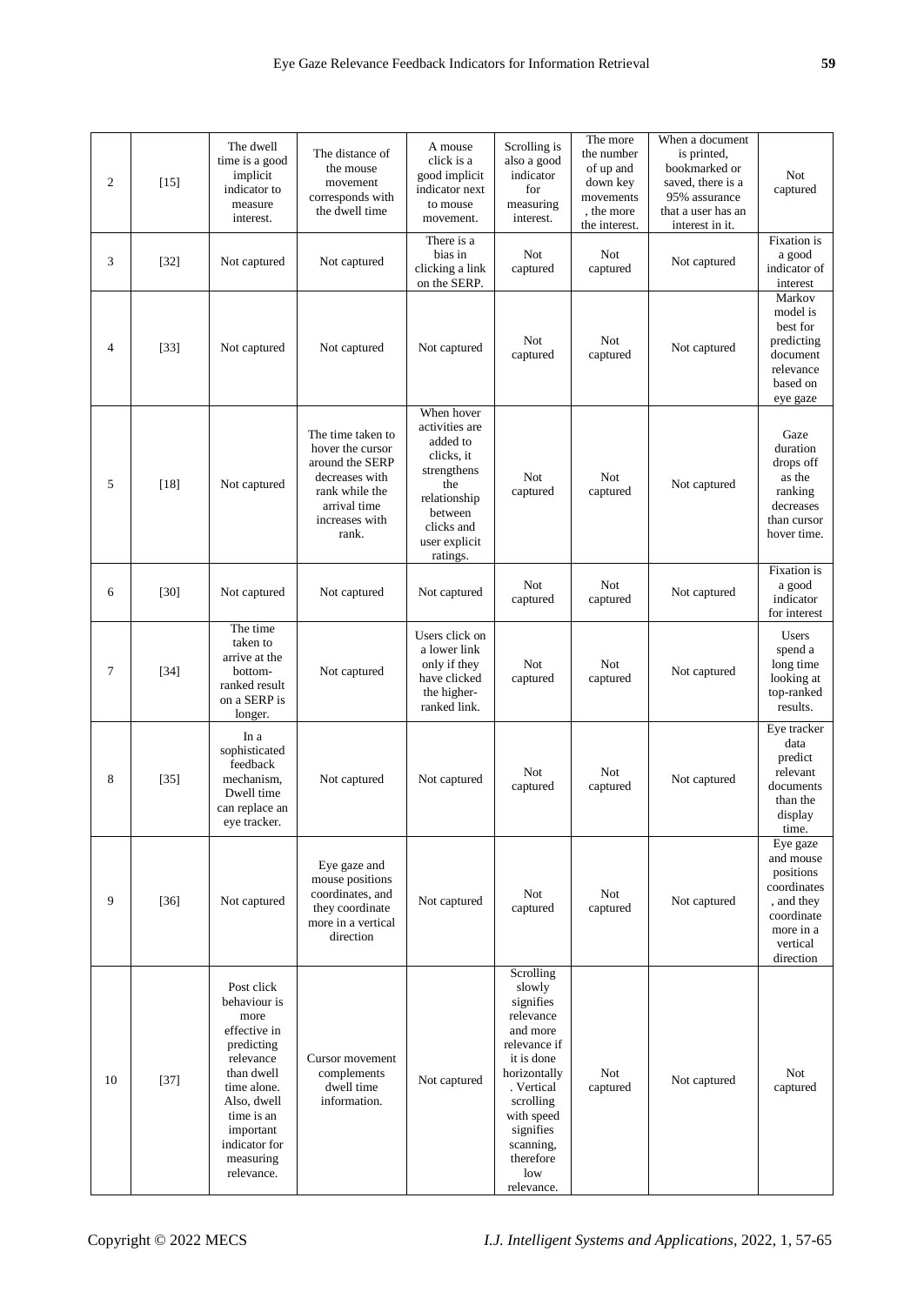| 2 | [15] | The dwell time is a good implicit indicator to measure interest. | The distance of the mouse movement corresponds with the dwell time | A mouse click is a good implicit indicator next to mouse movement. | Scrolling is also a good indicator for measuring interest. | The more the number of up and down key movements , the more the interest. | When a document is printed, bookmarked or saved, there is a 95% assurance that a user has an interest in it. | Not captured |
|---|---|---|---|---|---|---|---|---|
| 3 | [32] | Not captured | Not captured | There is a bias in clicking a link on the SERP. | Not captured | Not captured | Not captured | Fixation is a good indicator of interest |
| 4 | [33] | Not captured | Not captured | Not captured | Not captured | Not captured | Not captured | Markov model is best for predicting document relevance based on eye gaze |
| 5 | [18] | Not captured | The time taken to hover the cursor around the SERP decreases with rank while the arrival time increases with rank. | When hover activities are added to clicks, it strengthens the relationship between clicks and user explicit ratings. | Not captured | Not captured | Not captured | Gaze duration drops off as the ranking decreases than cursor hover time. |
| 6 | [30] | Not captured | Not captured | Not captured | Not captured | Not captured | Not captured | Fixation is a good indicator for interest |
| 7 | [34] | The time taken to arrive at the bottom-ranked result on a SERP is longer. | Not captured | Users click on a lower link only if they have clicked the higher-ranked link. | Not captured | Not captured | Not captured | Users spend a long time looking at top-ranked results. |
| 8 | [35] | In a sophisticated feedback mechanism, Dwell time can replace an eye tracker. | Not captured | Not captured | Not captured | Not captured | Not captured | Eye tracker data predict relevant documents than the display time. |
| 9 | [36] | Not captured | Eye gaze and mouse positions coordinates, and they coordinate more in a vertical direction | Not captured | Not captured | Not captured | Not captured | Eye gaze and mouse positions coordinates , and they coordinate more in a vertical direction |
| 10 | [37] | Post click behaviour is more effective in predicting relevance than dwell time alone. Also, dwell time is an important indicator for measuring relevance. | Cursor movement complements dwell time information. | Not captured | Scrolling slowly signifies relevance and more relevance if it is done horizontally . Vertical scrolling with speed signifies scanning, therefore low relevance. | Not captured | Not captured | Not captured |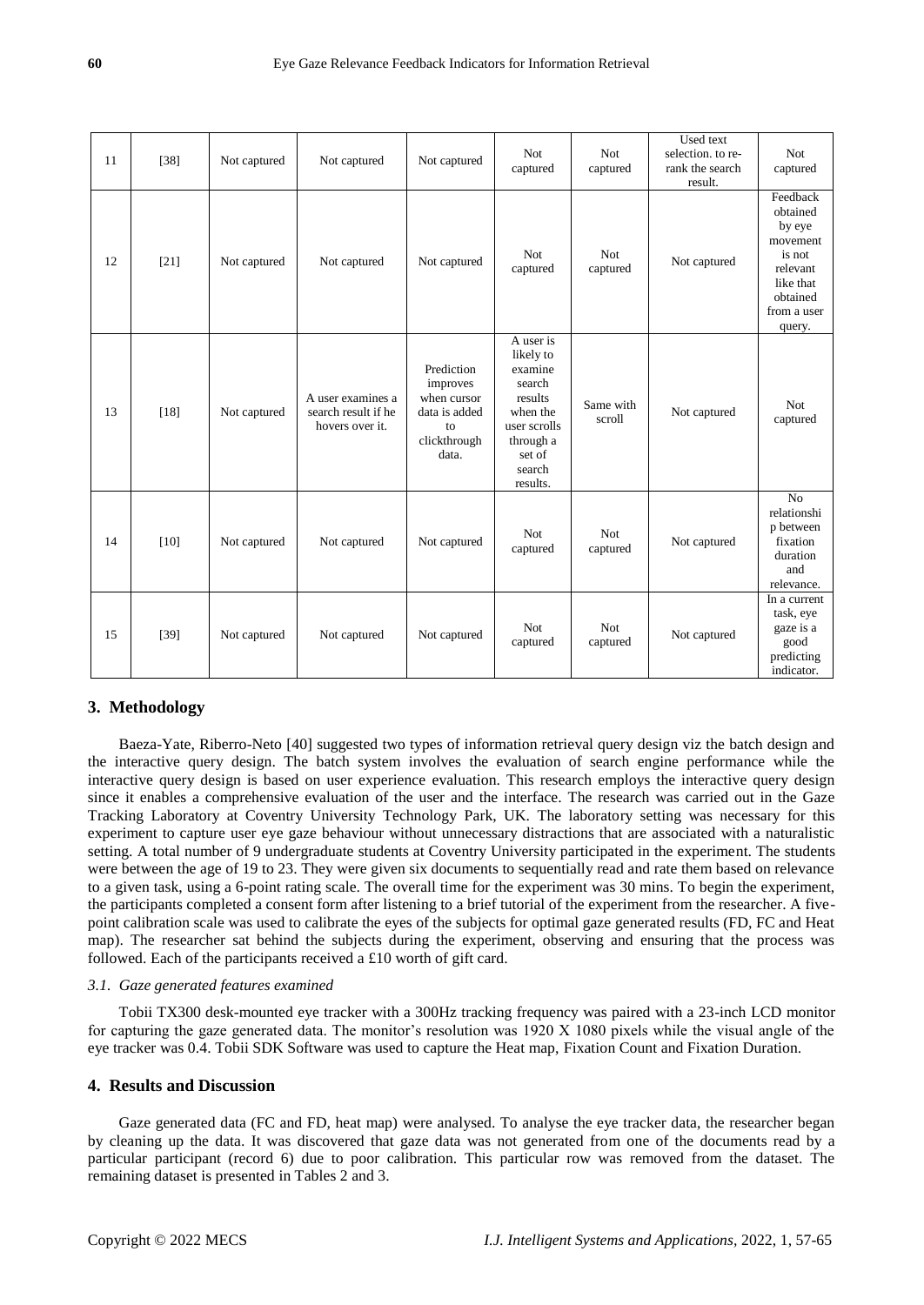| 11 | [38] | Not captured | Not captured | Not captured | Not captured | Not captured | Used text selection. to re-rank the search result. | Not captured |
|---|---|---|---|---|---|---|---|---|
| 12 | [21] | Not captured | Not captured | Not captured | Not captured | Not captured | Not captured | Feedback obtained by eye movement is not relevant like that obtained from a user query. |
| 13 | [18] | Not captured | A user examines a search result if he hovers over it. | Prediction improves when cursor data is added to clickthrough data. | A user is likely to examine search results when the user scrolls through a set of search results. | Same with scroll | Not captured | Not captured |
| 14 | [10] | Not captured | Not captured | Not captured | Not captured | Not captured | Not captured | No relationship between fixation duration and relevance. |
| 15 | [39] | Not captured | Not captured | Not captured | Not captured | Not captured | Not captured | In a current task, eye gaze is a good predicting indicator. |

## 3. Methodology

Baeza-Yate, Riberro-Neto [40] suggested two types of information retrieval query design viz the batch design and the interactive query design. The batch system involves the evaluation of search engine performance while the interactive query design is based on user experience evaluation. This research employs the interactive query design since it enables a comprehensive evaluation of the user and the interface. The research was carried out in the Gaze Tracking Laboratory at Coventry University Technology Park, UK. The laboratory setting was necessary for this experiment to capture user eye gaze behaviour without unnecessary distractions that are associated with a naturalistic setting. A total number of 9 undergraduate students at Coventry University participated in the experiment. The students were between the age of 19 to 23. They were given six documents to sequentially read and rate them based on relevance to a given task, using a 6-point rating scale. The overall time for the experiment was 30 mins. To begin the experiment, the participants completed a consent form after listening to a brief tutorial of the experiment from the researcher. A five-point calibration scale was used to calibrate the eyes of the subjects for optimal gaze generated results (FD, FC and Heat map). The researcher sat behind the subjects during the experiment, observing and ensuring that the process was followed. Each of the participants received a £10 worth of gift card.

### *3.1. Gaze generated features examined*

Tobii TX300 desk-mounted eye tracker with a 300Hz tracking frequency was paired with a 23-inch LCD monitor for capturing the gaze generated data. The monitor's resolution was 1920 X 1080 pixels while the visual angle of the eye tracker was 0.4. Tobii SDK Software was used to capture the Heat map, Fixation Count and Fixation Duration.

## 4. Results and Discussion

Gaze generated data (FC and FD, heat map) were analysed. To analyse the eye tracker data, the researcher began by cleaning up the data. It was discovered that gaze data was not generated from one of the documents read by a particular participant (record 6) due to poor calibration. This particular row was removed from the dataset. The remaining dataset is presented in Tables 2 and 3.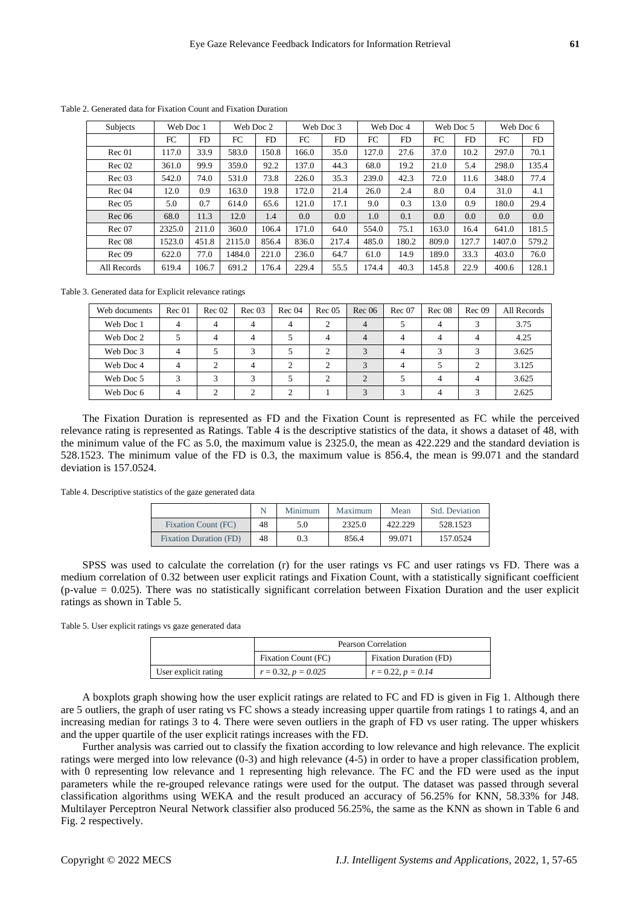Table 2. Generated data for Fixation Count and Fixation Duration

| Subjects | Web Doc 1 | | Web Doc 2 | | Web Doc 3 | | Web Doc 4 | | Web Doc 5 | | Web Doc 6 | |
|---|---|---|---|---|---|---|---|---|---|---|---|---|
| | FC | FD | FC | FD | FC | FD | FC | FD | FC | FD | FC | FD |
| Rec 01 | 117.0 | 33.9 | 583.0 | 150.8 | 166.0 | 35.0 | 127.0 | 27.6 | 37.0 | 10.2 | 297.0 | 70.1 |
| Rec 02 | 361.0 | 99.9 | 359.0 | 92.2 | 137.0 | 44.3 | 68.0 | 19.2 | 21.0 | 5.4 | 298.0 | 135.4 |
| Rec 03 | 542.0 | 74.0 | 531.0 | 73.8 | 226.0 | 35.3 | 239.0 | 42.3 | 72.0 | 11.6 | 348.0 | 77.4 |
| Rec 04 | 12.0 | 0.9 | 163.0 | 19.8 | 172.0 | 21.4 | 26.0 | 2.4 | 8.0 | 0.4 | 31.0 | 4.1 |
| Rec 05 | 5.0 | 0.7 | 614.0 | 65.6 | 121.0 | 17.1 | 9.0 | 0.3 | 13.0 | 0.9 | 180.0 | 29.4 |
| Rec 06 | 68.0 | 11.3 | 12.0 | 1.4 | 0.0 | 0.0 | 1.0 | 0.1 | 0.0 | 0.0 | 0.0 | 0.0 |
| Rec 07 | 2325.0 | 211.0 | 360.0 | 106.4 | 171.0 | 64.0 | 554.0 | 75.1 | 163.0 | 16.4 | 641.0 | 181.5 |
| Rec 08 | 1523.0 | 451.8 | 2115.0 | 856.4 | 836.0 | 217.4 | 485.0 | 180.2 | 809.0 | 127.7 | 1407.0 | 579.2 |
| Rec 09 | 622.0 | 77.0 | 1484.0 | 221.0 | 236.0 | 64.7 | 61.0 | 14.9 | 189.0 | 33.3 | 403.0 | 76.0 |
| All Records | 619.4 | 106.7 | 691.2 | 176.4 | 229.4 | 55.5 | 174.4 | 40.3 | 145.8 | 22.9 | 400.6 | 128.1 |

Table 3. Generated data for Explicit relevance ratings

| Web documents | Rec 01 | Rec 02 | Rec 03 | Rec 04 | Rec 05 | Rec 06 | Rec 07 | Rec 08 | Rec 09 | All Records |
|---|---|---|---|---|---|---|---|---|---|---|
| Web Doc 1 | 4 | 4 | 4 | 4 | 2 | 4 | 5 | 4 | 3 | 3.75 |
| Web Doc 2 | 5 | 4 | 4 | 5 | 4 | 4 | 4 | 4 | 4 | 4.25 |
| Web Doc 3 | 4 | 5 | 3 | 5 | 2 | 3 | 4 | 3 | 3 | 3.625 |
| Web Doc 4 | 4 | 2 | 4 | 2 | 2 | 3 | 4 | 5 | 2 | 3.125 |
| Web Doc 5 | 3 | 3 | 3 | 5 | 2 | 2 | 5 | 4 | 4 | 3.625 |
| Web Doc 6 | 4 | 2 | 2 | 2 | 1 | 3 | 3 | 4 | 3 | 2.625 |

The Fixation Duration is represented as FD and the Fixation Count is represented as FC while the perceived relevance rating is represented as Ratings. Table 4 is the descriptive statistics of the data, it shows a dataset of 48, with the minimum value of the FC as 5.0, the maximum value is 2325.0, the mean as 422.229 and the standard deviation is 528.1523. The minimum value of the FD is 0.3, the maximum value is 856.4, the mean is 99.071 and the standard deviation is 157.0524.

Table 4. Descriptive statistics of the gaze generated data

| | N | Minimum | Maximum | Mean | Std. Deviation |
|---|---|---|---|---|---|
| Fixation Count (FC) | 48 | 5.0 | 2325.0 | 422.229 | 528.1523 |
| Fixation Duration (FD) | 48 | 0.3 | 856.4 | 99.071 | 157.0524 |

SPSS was used to calculate the correlation (r) for the user ratings vs FC and user ratings vs FD. There was a medium correlation of 0.32 between user explicit ratings and Fixation Count, with a statistically significant coefficient (p-value = 0.025). There was no statistically significant correlation between Fixation Duration and the user explicit ratings as shown in Table 5.

Table 5. User explicit ratings vs gaze generated data

| | Pearson Correlation | |
|---|---|---|
| | Fixation Count (FC) | Fixation Duration (FD) |
| User explicit rating | $r = 0.32, p = 0.025$ | $r = 0.22, p = 0.14$ |

A boxplots graph showing how the user explicit ratings are related to FC and FD is given in Fig 1. Although there are 5 outliers, the graph of user rating vs FC shows a steady increasing upper quartile from ratings 1 to ratings 4, and an increasing median for ratings 3 to 4. There were seven outliers in the graph of FD vs user rating. The upper whiskers and the upper quartile of the user explicit ratings increases with the FD.

Further analysis was carried out to classify the fixation according to low relevance and high relevance. The explicit ratings were merged into low relevance (0-3) and high relevance (4-5) in order to have a proper classification problem, with 0 representing low relevance and 1 representing high relevance. The FC and the FD were used as the input parameters while the re-grouped relevance ratings were used for the output. The dataset was passed through several classification algorithms using WEKA and the result produced an accuracy of 56.25% for KNN, 58.33% for J48. Multilayer Perceptron Neural Network classifier also produced 56.25%, the same as the KNN as shown in Table 6 and Fig. 2 respectively.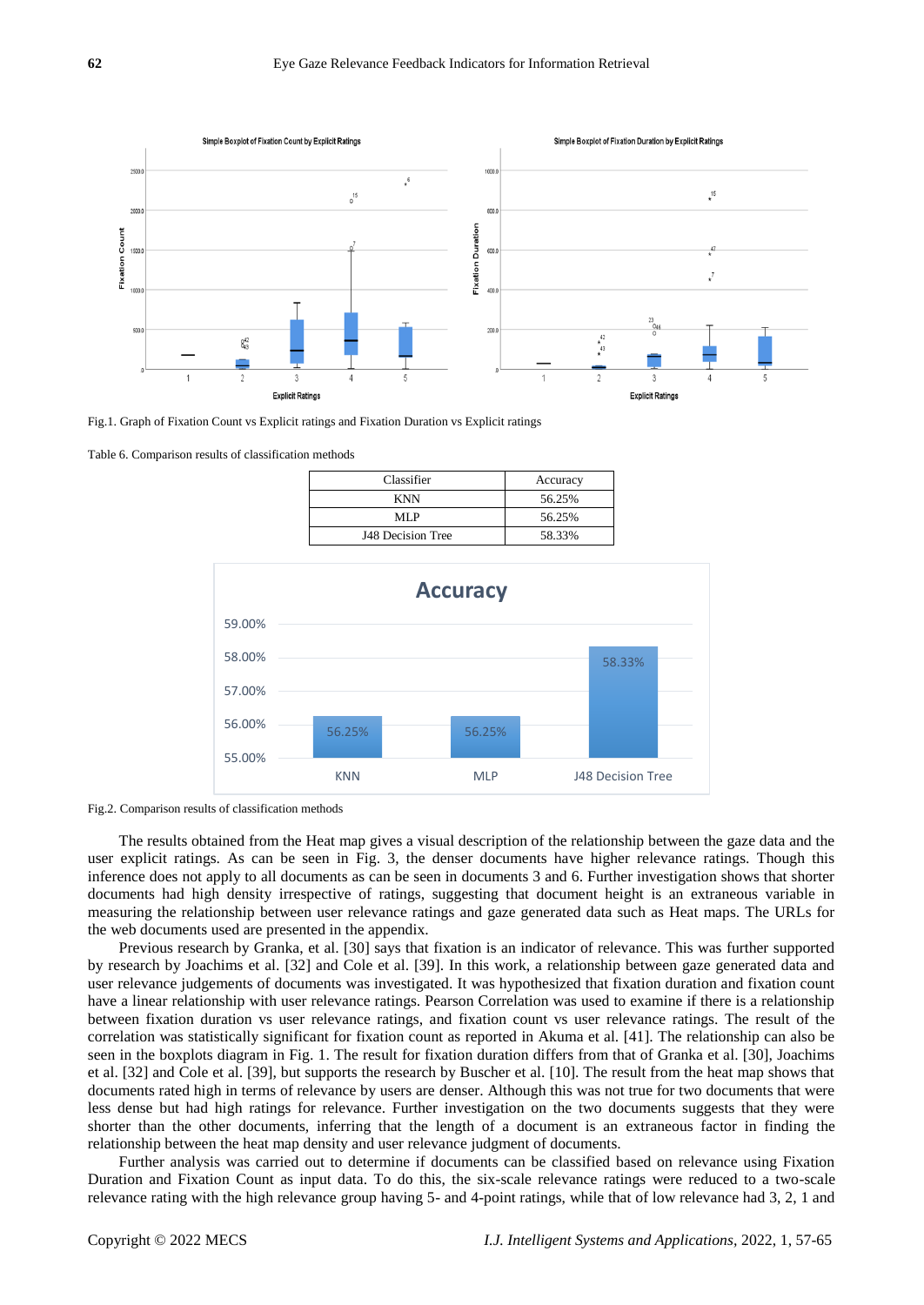Fig.1. Graph of Fixation Count vs Explicit ratings and Fixation Duration vs Explicit ratings

Table 6. Comparison results of classification methods

| Classifier | Accuracy |
| --- | --- |
| KNN | 56.25% |
| MLP | 56.25% |
| J48 Decision Tree | 58.33% |

Fig.2. Comparison results of classification methods

The results obtained from the Heat map gives a visual description of the relationship between the gaze data and the user explicit ratings. As can be seen in Fig. 3, the denser documents have higher relevance ratings. Though this inference does not apply to all documents as can be seen in documents 3 and 6. Further investigation shows that shorter documents had high density irrespective of ratings, suggesting that document height is an extraneous variable in measuring the relationship between user relevance ratings and gaze generated data such as Heat maps. The URLs for the web documents used are presented in the appendix.

Previous research by Granka, et al. [30] says that fixation is an indicator of relevance. This was further supported by research by Joachims et al. [32] and Cole et al. [39]. In this work, a relationship between gaze generated data and user relevance judgements of documents was investigated. It was hypothesized that fixation duration and fixation count have a linear relationship with user relevance ratings. Pearson Correlation was used to examine if there is a relationship between fixation duration vs user relevance ratings, and fixation count vs user relevance ratings. The result of the correlation was statistically significant for fixation count as reported in Akuma et al. [41]. The relationship can also be seen in the boxplots diagram in Fig. 1. The result for fixation duration differs from that of Granka et al. [30], Joachims et al. [32] and Cole et al. [39], but supports the research by Buscher et al. [10]. The result from the heat map shows that documents rated high in terms of relevance by users are denser. Although this was not true for two documents that were less dense but had high ratings for relevance. Further investigation on the two documents suggests that they were shorter than the other documents, inferring that the length of a document is an extraneous factor in finding the relationship between the heat map density and user relevance judgment of documents.

Further analysis was carried out to determine if documents can be classified based on relevance using Fixation Duration and Fixation Count as input data. To do this, the six-scale relevance ratings were reduced to a two-scale relevance rating with the high relevance group having 5- and 4-point ratings, while that of low relevance had 3, 2, 1 and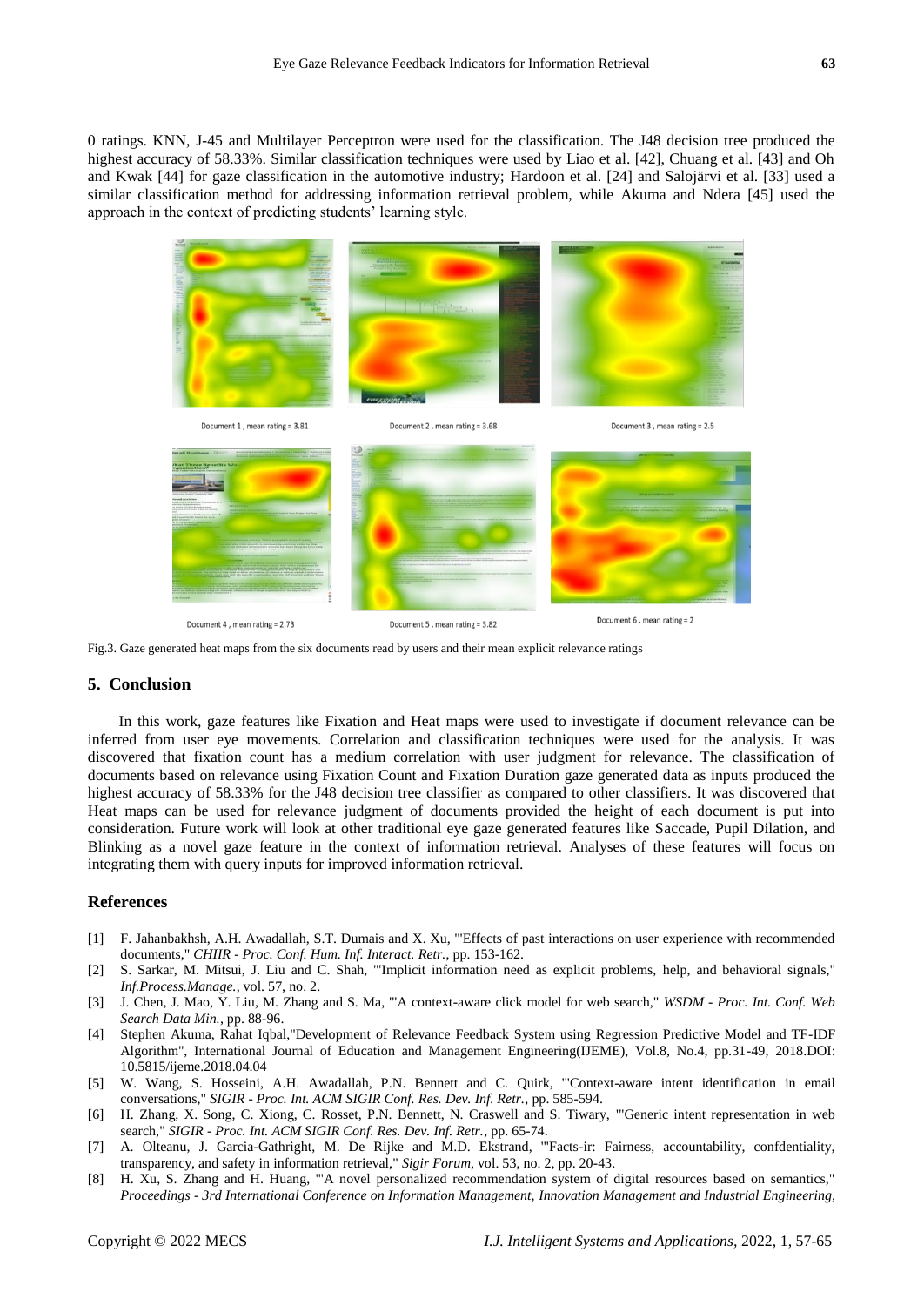0 ratings. KNN, J-45 and Multilayer Perceptron were used for the classification. The J48 decision tree produced the highest accuracy of 58.33%. Similar classification techniques were used by Liao et al. [42], Chuang et al. [43] and Oh and Kwak [44] for gaze classification in the automotive industry; Hardoon et al. [24] and Salojärvi et al. [33] used a similar classification method for addressing information retrieval problem, while Akuma and Ndera [45] used the approach in the context of predicting students' learning style.

Document 1 , mean rating = 3.81

Document 2 , mean rating = 3.68

Document 3 , mean rating = 2.5

Document 4 , mean rating = 2.73

Document 5 , mean rating = 3.82

Document 6 , mean rating = 2

Fig.3. Gaze generated heat maps from the six documents read by users and their mean explicit relevance ratings

## 5. Conclusion

In this work, gaze features like Fixation and Heat maps were used to investigate if document relevance can be inferred from user eye movements. Correlation and classification techniques were used for the analysis. It was discovered that fixation count has a medium correlation with user judgment for relevance. The classification of documents based on relevance using Fixation Count and Fixation Duration gaze generated data as inputs produced the highest accuracy of 58.33% for the J48 decision tree classifier as compared to other classifiers. It was discovered that Heat maps can be used for relevance judgment of documents provided the height of each document is put into consideration. Future work will look at other traditional eye gaze generated features like Saccade, Pupil Dilation, and Blinking as a novel gaze feature in the context of information retrieval. Analyses of these features will focus on integrating them with query inputs for improved information retrieval.

## References

[1] F. Jahanbakhsh, A.H. Awadallah, S.T. Dumais and X. Xu, "'Effects of past interactions on user experience with recommended documents," *CHIIR - Proc. Conf. Hum. Inf. Interact. Retr.*, pp. 153-162.

[2] S. Sarkar, M. Mitsui, J. Liu and C. Shah, "'Implicit information need as explicit problems, help, and behavioral signals," *Inf.Process.Manage.*, vol. 57, no. 2.

[3] J. Chen, J. Mao, Y. Liu, M. Zhang and S. Ma, "'A context-aware click model for web search," *WSDM - Proc. Int. Conf. Web Search Data Min.*, pp. 88-96.

[4] Stephen Akuma, Rahat Iqbal,"Development of Relevance Feedback System using Regression Predictive Model and TF-IDF Algorithm", International Journal of Education and Management Engineering(IJEME), Vol.8, No.4, pp.31-49, 2018.DOI: 10.5815/ijeme.2018.04.04

[5] W. Wang, S. Hosseini, A.H. Awadallah, P.N. Bennett and C. Quirk, "'Context-aware intent identification in email conversations," *SIGIR - Proc. Int. ACM SIGIR Conf. Res. Dev. Inf. Retr.*, pp. 585-594.

[6] H. Zhang, X. Song, C. Xiong, C. Rosset, P.N. Bennett, N. Craswell and S. Tiwary, "'Generic intent representation in web search," *SIGIR - Proc. Int. ACM SIGIR Conf. Res. Dev. Inf. Retr.*, pp. 65-74.

[7] A. Olteanu, J. Garcia-Gathright, M. De Rijke and M.D. Ekstrand, "'Facts-ir: Fairness, accountability, confdentiality, transparency, and safety in information retrieval," *Sigir Forum*, vol. 53, no. 2, pp. 20-43.

[8] H. Xu, S. Zhang and H. Huang, "'A novel personalized recommendation system of digital resources based on semantics," *Proceedings - 3rd International Conference on Information Management, Innovation Management and Industrial Engineering,*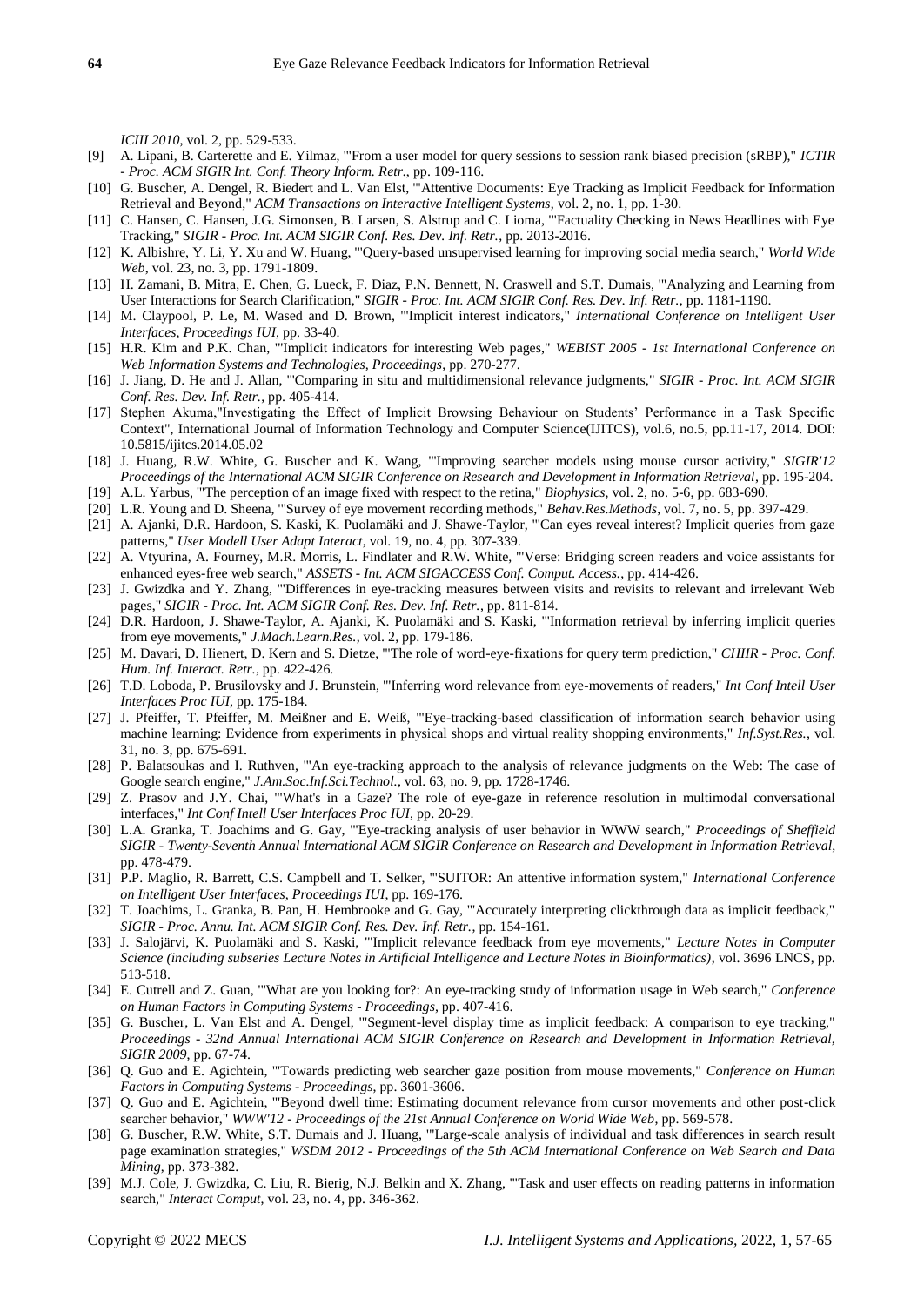*ICIII 2010*, vol. 2, pp. 529-533.

[9] A. Lipani, B. Carterette and E. Yilmaz, "'From a user model for query sessions to session rank biased precision (sRBP)," *ICTIR - Proc. ACM SIGIR Int. Conf. Theory Inform. Retr.*, pp. 109-116.

[10] G. Buscher, A. Dengel, R. Biedert and L. Van Elst, "'Attentive Documents: Eye Tracking as Implicit Feedback for Information Retrieval and Beyond," *ACM Transactions on Interactive Intelligent Systems*, vol. 2, no. 1, pp. 1-30.

[11] C. Hansen, C. Hansen, J.G. Simonsen, B. Larsen, S. Alstrup and C. Lioma, "'Factuality Checking in News Headlines with Eye Tracking," *SIGIR - Proc. Int. ACM SIGIR Conf. Res. Dev. Inf. Retr.*, pp. 2013-2016.

[12] K. Albishre, Y. Li, Y. Xu and W. Huang, "'Query-based unsupervised learning for improving social media search," *World Wide Web*, vol. 23, no. 3, pp. 1791-1809.

[13] H. Zamani, B. Mitra, E. Chen, G. Lueck, F. Diaz, P.N. Bennett, N. Craswell and S.T. Dumais, "'Analyzing and Learning from User Interactions for Search Clarification," *SIGIR - Proc. Int. ACM SIGIR Conf. Res. Dev. Inf. Retr.*, pp. 1181-1190.

[14] M. Claypool, P. Le, M. Wased and D. Brown, "'Implicit interest indicators," *International Conference on Intelligent User Interfaces, Proceedings IUI*, pp. 33-40.

[15] H.R. Kim and P.K. Chan, "'Implicit indicators for interesting Web pages," *WEBIST 2005 - 1st International Conference on Web Information Systems and Technologies, Proceedings*, pp. 270-277.

[16] J. Jiang, D. He and J. Allan, "'Comparing in situ and multidimensional relevance judgments," *SIGIR - Proc. Int. ACM SIGIR Conf. Res. Dev. Inf. Retr.*, pp. 405-414.

[17] Stephen Akuma,"Investigating the Effect of Implicit Browsing Behaviour on Students' Performance in a Task Specific Context", International Journal of Information Technology and Computer Science(IJITCS), vol.6, no.5, pp.11-17, 2014. DOI: 10.5815/ijitcs.2014.05.02

[18] J. Huang, R.W. White, G. Buscher and K. Wang, "'Improving searcher models using mouse cursor activity," *SIGIR'12 Proceedings of the International ACM SIGIR Conference on Research and Development in Information Retrieval*, pp. 195-204.

[19] A.L. Yarbus, "'The perception of an image fixed with respect to the retina," *Biophysics*, vol. 2, no. 5-6, pp. 683-690.

[20] L.R. Young and D. Sheena, "'Survey of eye movement recording methods," *Behav.Res.Methods*, vol. 7, no. 5, pp. 397-429.

[21] A. Ajanki, D.R. Hardoon, S. Kaski, K. Puolamäki and J. Shawe-Taylor, "'Can eyes reveal interest? Implicit queries from gaze patterns," *User Modell User Adapt Interact*, vol. 19, no. 4, pp. 307-339.

[22] A. Vtyurina, A. Fourney, M.R. Morris, L. Findlater and R.W. White, "'Verse: Bridging screen readers and voice assistants for enhanced eyes-free web search," *ASSETS - Int. ACM SIGACCESS Conf. Comput. Access.*, pp. 414-426.

[23] J. Gwizdka and Y. Zhang, "'Differences in eye-tracking measures between visits and revisits to relevant and irrelevant Web pages," *SIGIR - Proc. Int. ACM SIGIR Conf. Res. Dev. Inf. Retr.*, pp. 811-814.

[24] D.R. Hardoon, J. Shawe-Taylor, A. Ajanki, K. Puolamäki and S. Kaski, "'Information retrieval by inferring implicit queries from eye movements," *J.Mach.Learn.Res.*, vol. 2, pp. 179-186.

[25] M. Davari, D. Hienert, D. Kern and S. Dietze, "'The role of word-eye-fixations for query term prediction," *CHIIR - Proc. Conf. Hum. Inf. Interact. Retr.*, pp. 422-426.

[26] T.D. Loboda, P. Brusilovsky and J. Brunstein, "'Inferring word relevance from eye-movements of readers," *Int Conf Intell User Interfaces Proc IUI*, pp. 175-184.

[27] J. Pfeiffer, T. Pfeiffer, M. Meißner and E. Weiß, "'Eye-tracking-based classification of information search behavior using machine learning: Evidence from experiments in physical shops and virtual reality shopping environments," *Inf.Syst.Res.*, vol. 31, no. 3, pp. 675-691.

[28] P. Balatsoukas and I. Ruthven, "'An eye-tracking approach to the analysis of relevance judgments on the Web: The case of Google search engine," *J.Am.Soc.Inf.Sci.Technol.*, vol. 63, no. 9, pp. 1728-1746.

[29] Z. Prasov and J.Y. Chai, "'What's in a Gaze? The role of eye-gaze in reference resolution in multimodal conversational interfaces," *Int Conf Intell User Interfaces Proc IUI*, pp. 20-29.

[30] L.A. Granka, T. Joachims and G. Gay, "'Eye-tracking analysis of user behavior in WWW search," *Proceedings of Sheffield SIGIR - Twenty-Seventh Annual International ACM SIGIR Conference on Research and Development in Information Retrieval*, pp. 478-479.

[31] P.P. Maglio, R. Barrett, C.S. Campbell and T. Selker, "'SUITOR: An attentive information system," *International Conference on Intelligent User Interfaces, Proceedings IUI*, pp. 169-176.

[32] T. Joachims, L. Granka, B. Pan, H. Hembrooke and G. Gay, "'Accurately interpreting clickthrough data as implicit feedback," *SIGIR - Proc. Annu. Int. ACM SIGIR Conf. Res. Dev. Inf. Retr.*, pp. 154-161.

[33] J. Salojärvi, K. Puolamäki and S. Kaski, "'Implicit relevance feedback from eye movements," *Lecture Notes in Computer Science (including subseries Lecture Notes in Artificial Intelligence and Lecture Notes in Bioinformatics)*, vol. 3696 LNCS, pp. 513-518.

[34] E. Cutrell and Z. Guan, "'What are you looking for?: An eye-tracking study of information usage in Web search," *Conference on Human Factors in Computing Systems - Proceedings*, pp. 407-416.

[35] G. Buscher, L. Van Elst and A. Dengel, "'Segment-level display time as implicit feedback: A comparison to eye tracking," *Proceedings - 32nd Annual International ACM SIGIR Conference on Research and Development in Information Retrieval, SIGIR 2009*, pp. 67-74.

[36] Q. Guo and E. Agichtein, "'Towards predicting web searcher gaze position from mouse movements," *Conference on Human Factors in Computing Systems - Proceedings*, pp. 3601-3606.

[37] Q. Guo and E. Agichtein, "'Beyond dwell time: Estimating document relevance from cursor movements and other post-click searcher behavior," *WWW'12 - Proceedings of the 21st Annual Conference on World Wide Web*, pp. 569-578.

[38] G. Buscher, R.W. White, S.T. Dumais and J. Huang, "'Large-scale analysis of individual and task differences in search result page examination strategies," *WSDM 2012 - Proceedings of the 5th ACM International Conference on Web Search and Data Mining*, pp. 373-382.

[39] M.J. Cole, J. Gwizdka, C. Liu, R. Bierig, N.J. Belkin and X. Zhang, "'Task and user effects on reading patterns in information search," *Interact Comput*, vol. 23, no. 4, pp. 346-362.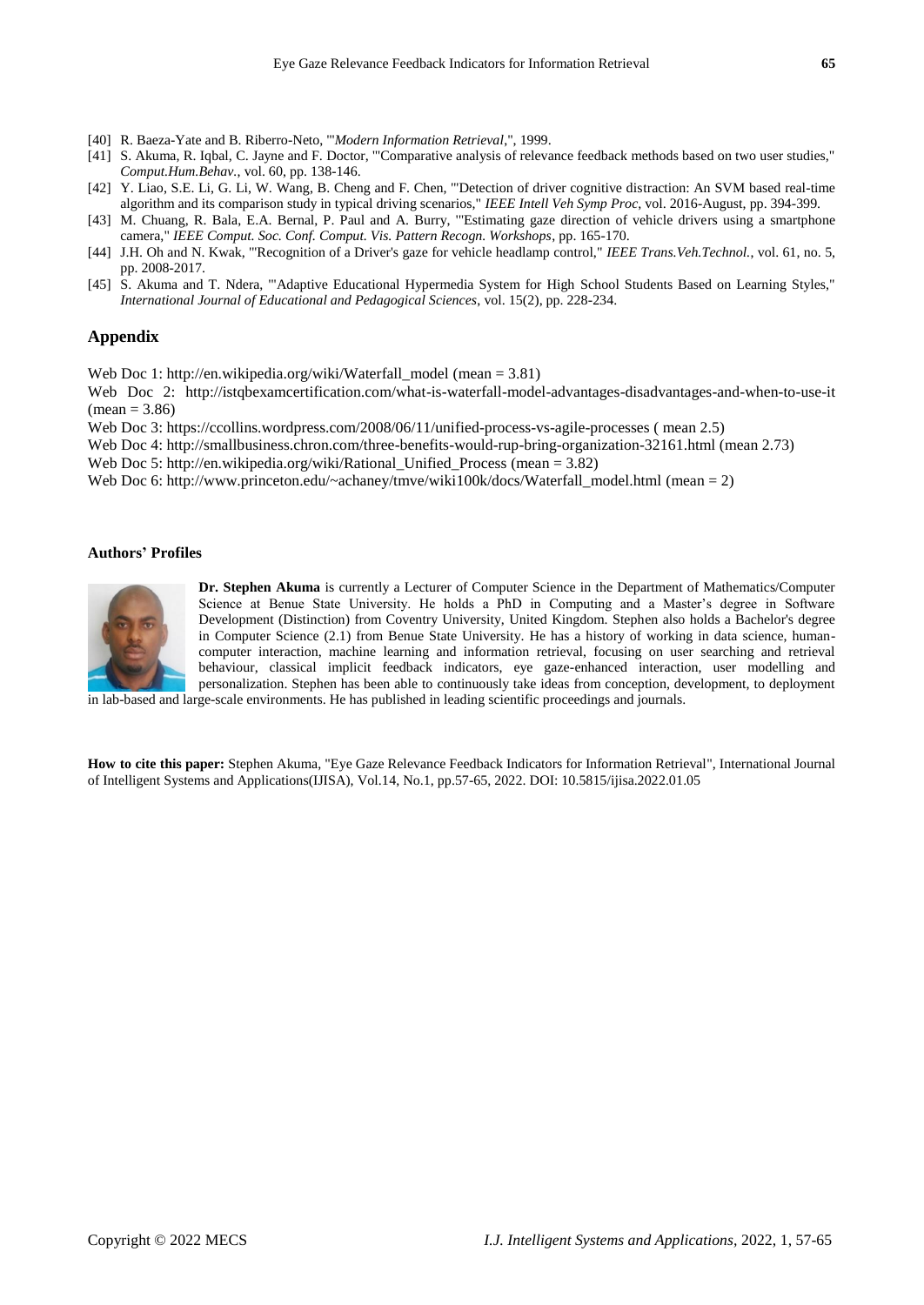[40] R. Baeza-Yate and B. Riberro-Neto, "'*Modern Information Retrieval*,", 1999.

[41] S. Akuma, R. Iqbal, C. Jayne and F. Doctor, "'Comparative analysis of relevance feedback methods based on two user studies," *Comput.Hum.Behav.*, vol. 60, pp. 138-146.

[42] Y. Liao, S.E. Li, G. Li, W. Wang, B. Cheng and F. Chen, "'Detection of driver cognitive distraction: An SVM based real-time algorithm and its comparison study in typical driving scenarios," *IEEE Intell Veh Symp Proc*, vol. 2016-August, pp. 394-399.

[43] M. Chuang, R. Bala, E.A. Bernal, P. Paul and A. Burry, "'Estimating gaze direction of vehicle drivers using a smartphone camera," *IEEE Comput. Soc. Conf. Comput. Vis. Pattern Recogn. Workshops*, pp. 165-170.

[44] J.H. Oh and N. Kwak, "'Recognition of a Driver's gaze for vehicle headlamp control," *IEEE Trans.Veh.Technol.*, vol. 61, no. 5, pp. 2008-2017.

[45] S. Akuma and T. Ndera, "'Adaptive Educational Hypermedia System for High School Students Based on Learning Styles," *International Journal of Educational and Pedagogical Sciences*, vol. 15(2), pp. 228-234.

## Appendix

Web Doc 1: http://en.wikipedia.org/wiki/Waterfall_model (mean = 3.81)

Web Doc 2: http://istqbexamcertification.com/what-is-waterfall-model-advantages-disadvantages-and-when-to-use-it (mean = 3.86)

Web Doc 3: https://ccollins.wordpress.com/2008/06/11/unified-process-vs-agile-processes ( mean 2.5)

Web Doc 4: http://smallbusiness.chron.com/three-benefits-would-rup-bring-organization-32161.html (mean 2.73)

Web Doc 5: http://en.wikipedia.org/wiki/Rational_Unified_Process (mean = 3.82)

Web Doc 6: http://www.princeton.edu/~achaney/tmve/wiki100k/docs/Waterfall_model.html (mean = 2)

**Authors' Profiles**

**Dr. Stephen Akuma** is currently a Lecturer of Computer Science in the Department of Mathematics/Computer Science at Benue State University. He holds a PhD in Computing and a Master's degree in Software Development (Distinction) from Coventry University, United Kingdom. Stephen also holds a Bachelor's degree in Computer Science (2.1) from Benue State University. He has a history of working in data science, human-computer interaction, machine learning and information retrieval, focusing on user searching and retrieval behaviour, classical implicit feedback indicators, eye gaze-enhanced interaction, user modelling and personalization. Stephen has been able to continuously take ideas from conception, development, to deployment in lab-based and large-scale environments. He has published in leading scientific proceedings and journals.

**How to cite this paper:** Stephen Akuma, "Eye Gaze Relevance Feedback Indicators for Information Retrieval", International Journal of Intelligent Systems and Applications(IJISA), Vol.14, No.1, pp.57-65, 2022. DOI: 10.5815/ijisa.2022.01.05